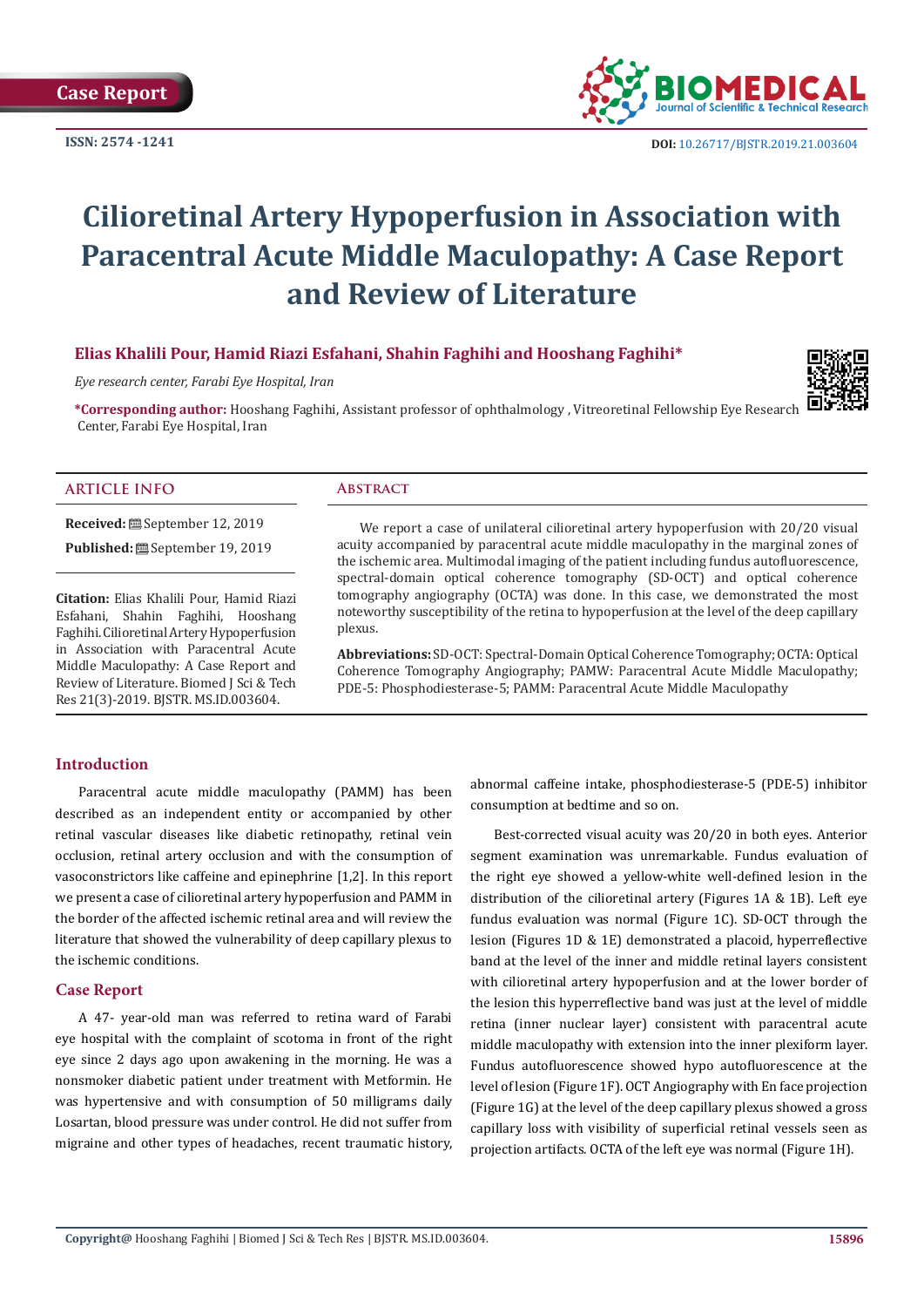Case Report

ISSN: 2574 -1241

DOI: 10.26717/BJSTR.2019.21.003604

# Cilioretinal Artery Hypoperfusion in Association with Paracentral Acute Middle Maculopathy: A Case Report and Review of Literature

**Elias Khalili Pour, Hamid Riazi Esfahani, Shahin Faghihi and Hooshang Faghihi***

*Eye research center, Farabi Eye Hospital, Iran*

**\*Corresponding author:** Hooshang Faghihi, Assistant professor of ophthalmology , Vitreoretinal Fellowship Eye Research Center, Farabi Eye Hospital, Iran

## ARTICLE INFO

**Received:** September 12, 2019

**Published:** September 19, 2019

**Citation:** Elias Khalili Pour, Hamid Riazi Esfahani, Shahin Faghihi, Hooshang Faghihi. Cilioretinal Artery Hypoperfusion in Association with Paracentral Acute Middle Maculopathy: A Case Report and Review of Literature. Biomed J Sci & Tech Res 21(3)-2019. BJSTR. MS.ID.003604.

## Abstract

We report a case of unilateral cilioretinal artery hypoperfusion with 20/20 visual acuity accompanied by paracentral acute middle maculopathy in the marginal zones of the ischemic area. Multimodal imaging of the patient including fundus autofluorescence, spectral-domain optical coherence tomography (SD-OCT) and optical coherence tomography angiography (OCTA) was done. In this case, we demonstrated the most noteworthy susceptibility of the retina to hypoperfusion at the level of the deep capillary plexus.

**Abbreviations:** SD-OCT: Spectral-Domain Optical Coherence Tomography; OCTA: Optical Coherence Tomography Angiography; PAMW: Paracentral Acute Middle Maculopathy; PDE-5: Phosphodiesterase-5; PAMM: Paracentral Acute Middle Maculopathy

## Introduction

Paracentral acute middle maculopathy (PAMM) has been described as an independent entity or accompanied by other retinal vascular diseases like diabetic retinopathy, retinal vein occlusion, retinal artery occlusion and with the consumption of vasoconstrictors like caffeine and epinephrine [1,2]. In this report we present a case of cilioretinal artery hypoperfusion and PAMM in the border of the affected ischemic retinal area and will review the literature that showed the vulnerability of deep capillary plexus to the ischemic conditions.

## Case Report

A 47- year-old man was referred to retina ward of Farabi eye hospital with the complaint of scotoma in front of the right eye since 2 days ago upon awakening in the morning. He was a nonsmoker diabetic patient under treatment with Metformin. He was hypertensive and with consumption of 50 milligrams daily Losartan, blood pressure was under control. He did not suffer from migraine and other types of headaches, recent traumatic history, abnormal caffeine intake, phosphodiesterase-5 (PDE-5) inhibitor consumption at bedtime and so on.

Best-corrected visual acuity was 20/20 in both eyes. Anterior segment examination was unremarkable. Fundus evaluation of the right eye showed a yellow-white well-defined lesion in the distribution of the cilioretinal artery (Figures 1A & 1B). Left eye fundus evaluation was normal (Figure 1C). SD-OCT through the lesion (Figures 1D & 1E) demonstrated a placoid, hyperreflective band at the level of the inner and middle retinal layers consistent with cilioretinal artery hypoperfusion and at the lower border of the lesion this hyperreflective band was just at the level of middle retina (inner nuclear layer) consistent with paracentral acute middle maculopathy with extension into the inner plexiform layer. Fundus autofluorescence showed hypo autofluorescence at the level of lesion (Figure 1F). OCT Angiography with En face projection (Figure 1G) at the level of the deep capillary plexus showed a gross capillary loss with visibility of superficial retinal vessels seen as projection artifacts. OCTA of the left eye was normal (Figure 1H).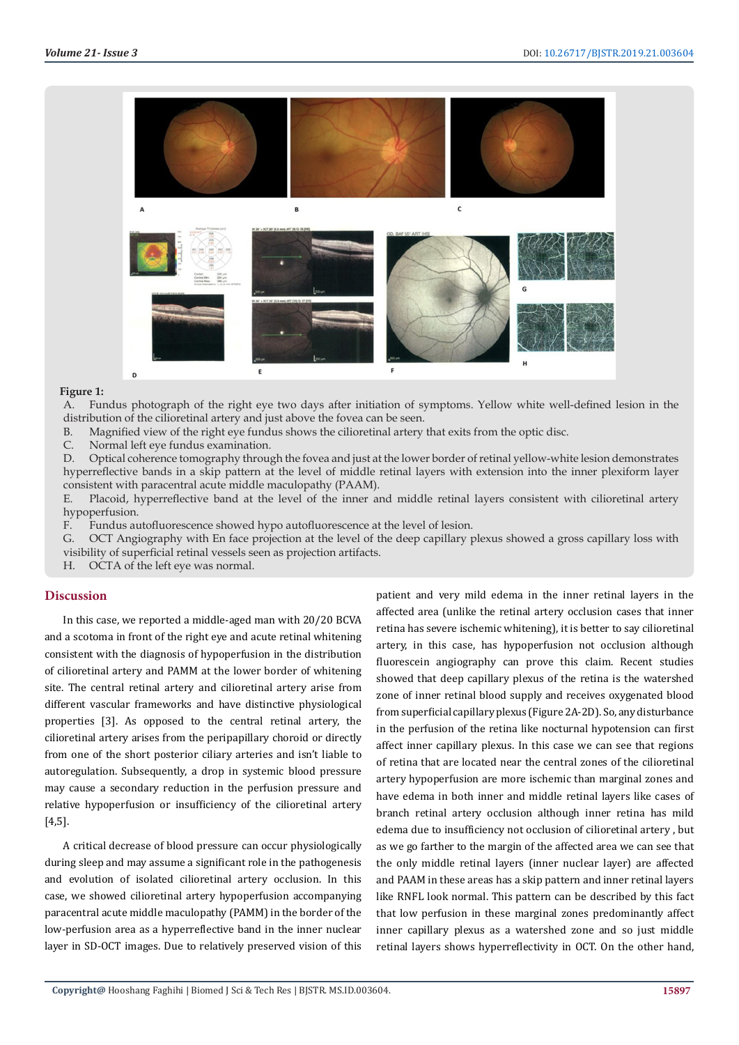**Figure 1:**

A. Fundus photograph of the right eye two days after initiation of symptoms. Yellow white well-defined lesion in the distribution of the cilioretinal artery and just above the fovea can be seen.

B. Magnified view of the right eye fundus shows the cilioretinal artery that exits from the optic disc.

C. Normal left eye fundus examination.

D. Optical coherence tomography through the fovea and just at the lower border of retinal yellow-white lesion demonstrates hyperreflective bands in a skip pattern at the level of middle retinal layers with extension into the inner plexiform layer consistent with paracentral acute middle maculopathy (PAAM).

E. Placoid, hyperreflective band at the level of the inner and middle retinal layers consistent with cilioretinal artery hypoperfusion.

F. Fundus autofluorescence showed hypo autofluorescence at the level of lesion.

G. OCT Angiography with En face projection at the level of the deep capillary plexus showed a gross capillary loss with visibility of superficial retinal vessels seen as projection artifacts.

H. OCTA of the left eye was normal.

## Discussion

In this case, we reported a middle-aged man with 20/20 BCVA and a scotoma in front of the right eye and acute retinal whitening consistent with the diagnosis of hypoperfusion in the distribution of cilioretinal artery and PAMM at the lower border of whitening site. The central retinal artery and cilioretinal artery arise from different vascular frameworks and have distinctive physiological properties [3]. As opposed to the central retinal artery, the cilioretinal artery arises from the peripapillary choroid or directly from one of the short posterior ciliary arteries and isn't liable to autoregulation. Subsequently, a drop in systemic blood pressure may cause a secondary reduction in the perfusion pressure and relative hypoperfusion or insufficiency of the cilioretinal artery [4,5].

A critical decrease of blood pressure can occur physiologically during sleep and may assume a significant role in the pathogenesis and evolution of isolated cilioretinal artery occlusion. In this case, we showed cilioretinal artery hypoperfusion accompanying paracentral acute middle maculopathy (PAMM) in the border of the low-perfusion area as a hyperreflective band in the inner nuclear layer in SD-OCT images. Due to relatively preserved vision of this patient and very mild edema in the inner retinal layers in the affected area (unlike the retinal artery occlusion cases that inner retina has severe ischemic whitening), it is better to say cilioretinal artery, in this case, has hypoperfusion not occlusion although fluorescein angiography can prove this claim. Recent studies showed that deep capillary plexus of the retina is the watershed zone of inner retinal blood supply and receives oxygenated blood from superficial capillary plexus (Figure 2A-2D). So, any disturbance in the perfusion of the retina like nocturnal hypotension can first affect inner capillary plexus. In this case we can see that regions of retina that are located near the central zones of the cilioretinal artery hypoperfusion are more ischemic than marginal zones and have edema in both inner and middle retinal layers like cases of branch retinal artery occlusion although inner retina has mild edema due to insufficiency not occlusion of cilioretinal artery , but as we go farther to the margin of the affected area we can see that the only middle retinal layers (inner nuclear layer) are affected and PAAM in these areas has a skip pattern and inner retinal layers like RNFL look normal. This pattern can be described by this fact that low perfusion in these marginal zones predominantly affect inner capillary plexus as a watershed zone and so just middle retinal layers shows hyperreflectivity in OCT. On the other hand,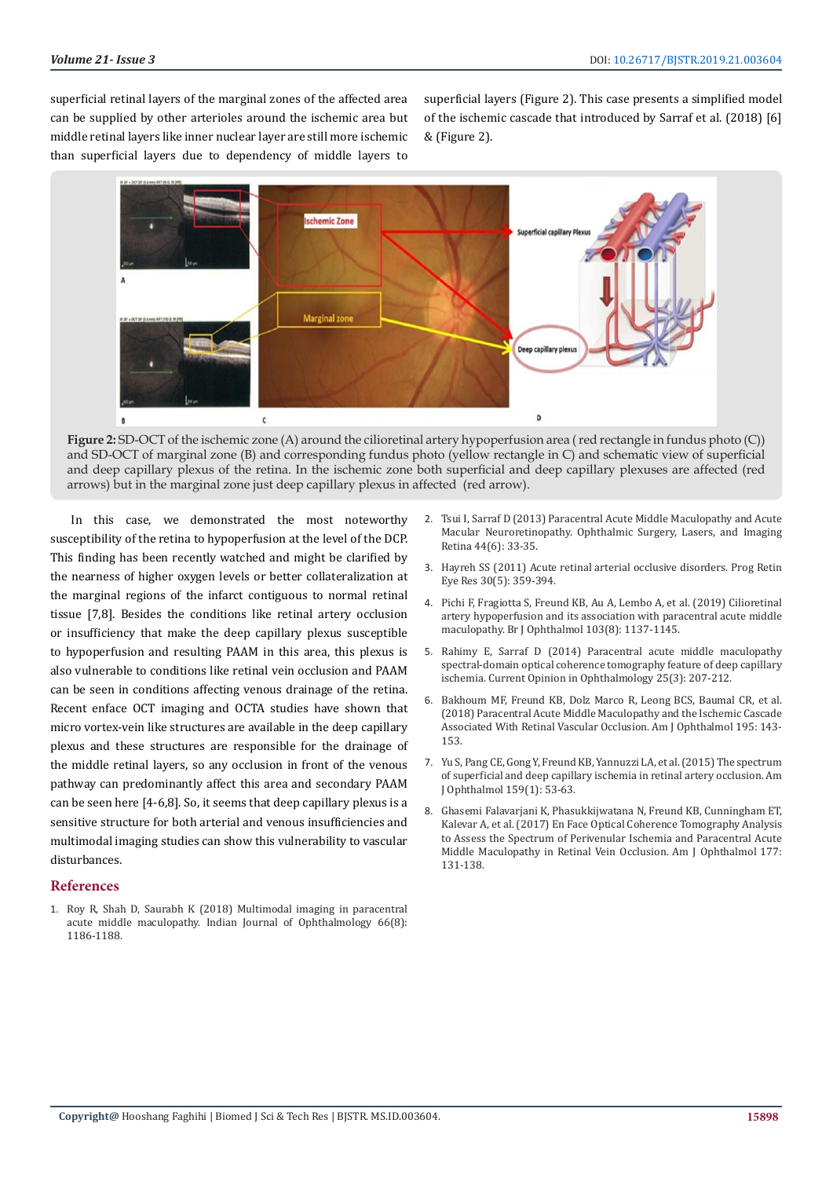superficial retinal layers of the marginal zones of the affected area can be supplied by other arterioles around the ischemic area but middle retinal layers like inner nuclear layer are still more ischemic than superficial layers due to dependency of middle layers to superficial layers (Figure 2). This case presents a simplified model of the ischemic cascade that introduced by Sarraf et al. (2018) [6] & (Figure 2).

**Figure 2:** SD-OCT of the ischemic zone (A) around the cilioretinal artery hypoperfusion area ( red rectangle in fundus photo (C)) and SD-OCT of marginal zone (B) and corresponding fundus photo (yellow rectangle in C) and schematic view of superficial and deep capillary plexus of the retina. In the ischemic zone both superficial and deep capillary plexuses are affected (red arrows) but in the marginal zone just deep capillary plexus in affected (red arrow).

In this case, we demonstrated the most noteworthy susceptibility of the retina to hypoperfusion at the level of the DCP. This finding has been recently watched and might be clarified by the nearness of higher oxygen levels or better collateralization at the marginal regions of the infarct contiguous to normal retinal tissue [7,8]. Besides the conditions like retinal artery occlusion or insufficiency that make the deep capillary plexus susceptible to hypoperfusion and resulting PAAM in this area, this plexus is also vulnerable to conditions like retinal vein occlusion and PAAM can be seen in conditions affecting venous drainage of the retina. Recent enface OCT imaging and OCTA studies have shown that micro vortex-vein like structures are available in the deep capillary plexus and these structures are responsible for the drainage of the middle retinal layers, so any occlusion in front of the venous pathway can predominantly affect this area and secondary PAAM can be seen here [4-6,8]. So, it seems that deep capillary plexus is a sensitive structure for both arterial and venous insufficiencies and multimodal imaging studies can show this vulnerability to vascular disturbances.

## References

1. Roy R, Shah D, Saurabh K (2018) Multimodal imaging in paracentral acute middle maculopathy. Indian Journal of Ophthalmology 66(8): 1186-1188.
2. Tsui I, Sarraf D (2013) Paracentral Acute Middle Maculopathy and Acute Macular Neuroretinopathy. Ophthalmic Surgery, Lasers, and Imaging Retina 44(6): 33-35.
3. Hayreh SS (2011) Acute retinal arterial occlusive disorders. Prog Retin Eye Res 30(5): 359-394.
4. Pichi F, Fragiotta S, Freund KB, Au A, Lembo A, et al. (2019) Cilioretinal artery hypoperfusion and its association with paracentral acute middle maculopathy. Br J Ophthalmol 103(8): 1137-1145.
5. Rahimy E, Sarraf D (2014) Paracentral acute middle maculopathy spectral-domain optical coherence tomography feature of deep capillary ischemia. Current Opinion in Ophthalmology 25(3): 207-212.
6. Bakhoum MF, Freund KB, Dolz Marco R, Leong BCS, Baumal CR, et al. (2018) Paracentral Acute Middle Maculopathy and the Ischemic Cascade Associated With Retinal Vascular Occlusion. Am J Ophthalmol 195: 143-153.
7. Yu S, Pang CE, Gong Y, Freund KB, Yannuzzi LA, et al. (2015) The spectrum of superficial and deep capillary ischemia in retinal artery occlusion. Am J Ophthalmol 159(1): 53-63.
8. Ghasemi Falavarjani K, Phasukkijwatana N, Freund KB, Cunningham ET, Kalevar A, et al. (2017) En Face Optical Coherence Tomography Analysis to Assess the Spectrum of Perivenular Ischemia and Paracentral Acute Middle Maculopathy in Retinal Vein Occlusion. Am J Ophthalmol 177: 131-138.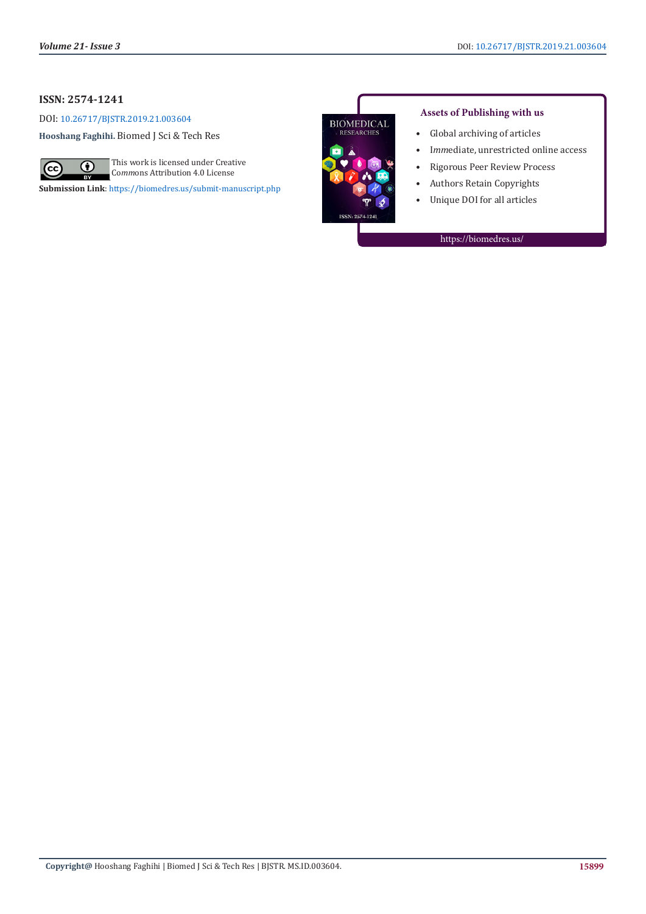**ISSN: 2574-1241**

DOI: 10.26717/BJSTR.2019.21.003604

**Hooshang Faghihi.** Biomed J Sci & Tech Res

This work is licensed under Creative Commons Attribution 4.0 License

**Submission Link**: https://biomedres.us/submit-manuscript.php

### Assets of Publishing with us

- Global archiving of articles
- Immediate, unrestricted online access
- Rigorous Peer Review Process
- Authors Retain Copyrights
- Unique DOI for all articles

https://biomedres.us/